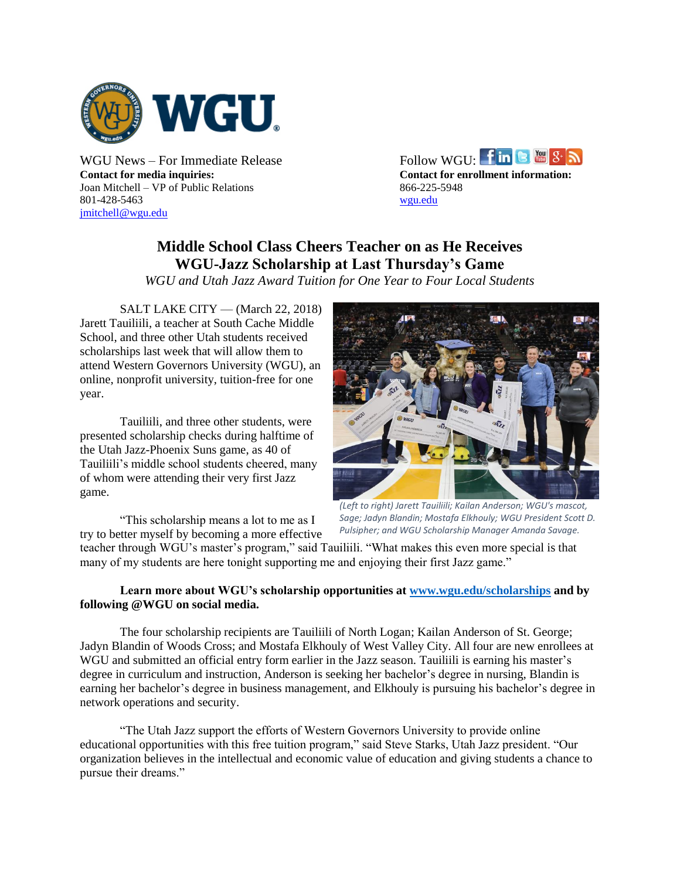WGU News – For Immediate Release
**Contact for media inquiries:**
Joan Mitchell – VP of Public Relations
801-428-5463
jmitchell@wgu.edu

Follow WGU:
**Contact for enrollment information:**
866-225-5948
wgu.edu

# Middle School Class Cheers Teacher on as He Receives WGU-Jazz Scholarship at Last Thursday's Game

*WGU and Utah Jazz Award Tuition for One Year to Four Local Students*

SALT LAKE CITY — (March 22, 2018) Jarett Tauiliili, a teacher at South Cache Middle School, and three other Utah students received scholarships last week that will allow them to attend Western Governors University (WGU), an online, nonprofit university, tuition-free for one year.

Tauiliili, and three other students, were presented scholarship checks during halftime of the Utah Jazz-Phoenix Suns game, as 40 of Tauiliili's middle school students cheered, many of whom were attending their very first Jazz game.

*(Left to right) Jarett Tauiliili; Kailan Anderson; WGU's mascot, Sage; Jadyn Blandin; Mostafa Elkhouly; WGU President Scott D. Pulsipher; and WGU Scholarship Manager Amanda Savage.*

"This scholarship means a lot to me as I try to better myself by becoming a more effective teacher through WGU's master's program," said Tauiliili. "What makes this even more special is that many of my students are here tonight supporting me and enjoying their first Jazz game."

**Learn more about WGU's scholarship opportunities at www.wgu.edu/scholarships and by following @WGU on social media.**

The four scholarship recipients are Tauiliili of North Logan; Kailan Anderson of St. George; Jadyn Blandin of Woods Cross; and Mostafa Elkhouly of West Valley City. All four are new enrollees at WGU and submitted an official entry form earlier in the Jazz season. Tauiliili is earning his master's degree in curriculum and instruction, Anderson is seeking her bachelor's degree in nursing, Blandin is earning her bachelor's degree in business management, and Elkhouly is pursuing his bachelor's degree in network operations and security.

"The Utah Jazz support the efforts of Western Governors University to provide online educational opportunities with this free tuition program," said Steve Starks, Utah Jazz president. "Our organization believes in the intellectual and economic value of education and giving students a chance to pursue their dreams."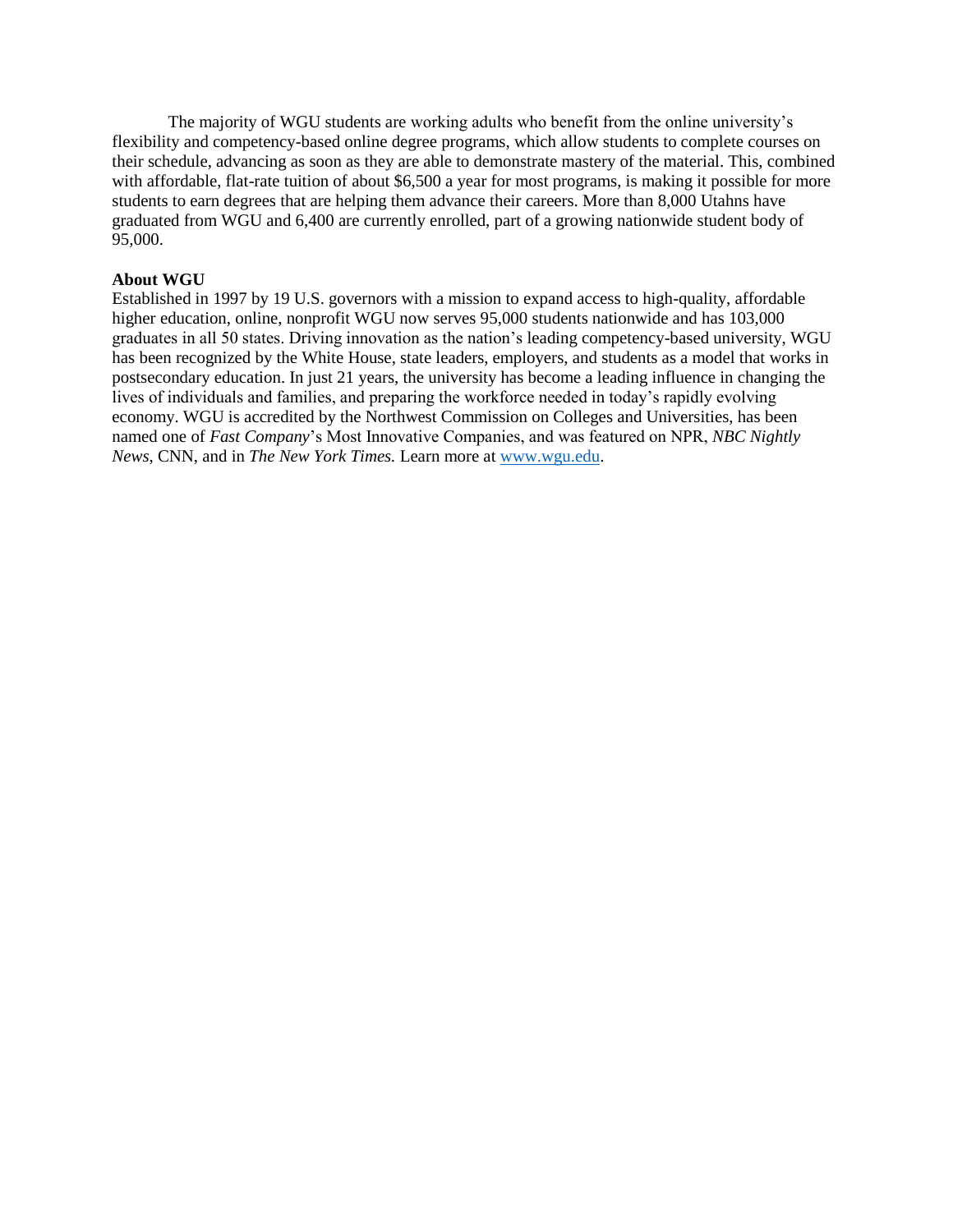The majority of WGU students are working adults who benefit from the online university's flexibility and competency-based online degree programs, which allow students to complete courses on their schedule, advancing as soon as they are able to demonstrate mastery of the material. This, combined with affordable, flat-rate tuition of about $6,500 a year for most programs, is making it possible for more students to earn degrees that are helping them advance their careers. More than 8,000 Utahns have graduated from WGU and 6,400 are currently enrolled, part of a growing nationwide student body of 95,000.

**About WGU**

Established in 1997 by 19 U.S. governors with a mission to expand access to high-quality, affordable higher education, online, nonprofit WGU now serves 95,000 students nationwide and has 103,000 graduates in all 50 states. Driving innovation as the nation's leading competency-based university, WGU has been recognized by the White House, state leaders, employers, and students as a model that works in postsecondary education. In just 21 years, the university has become a leading influence in changing the lives of individuals and families, and preparing the workforce needed in today's rapidly evolving economy. WGU is accredited by the Northwest Commission on Colleges and Universities, has been named one of *Fast Company*'s Most Innovative Companies, and was featured on NPR, *NBC Nightly News*, CNN, and in *The New York Times.* Learn more at [www.wgu.edu](http://www.wgu.edu).